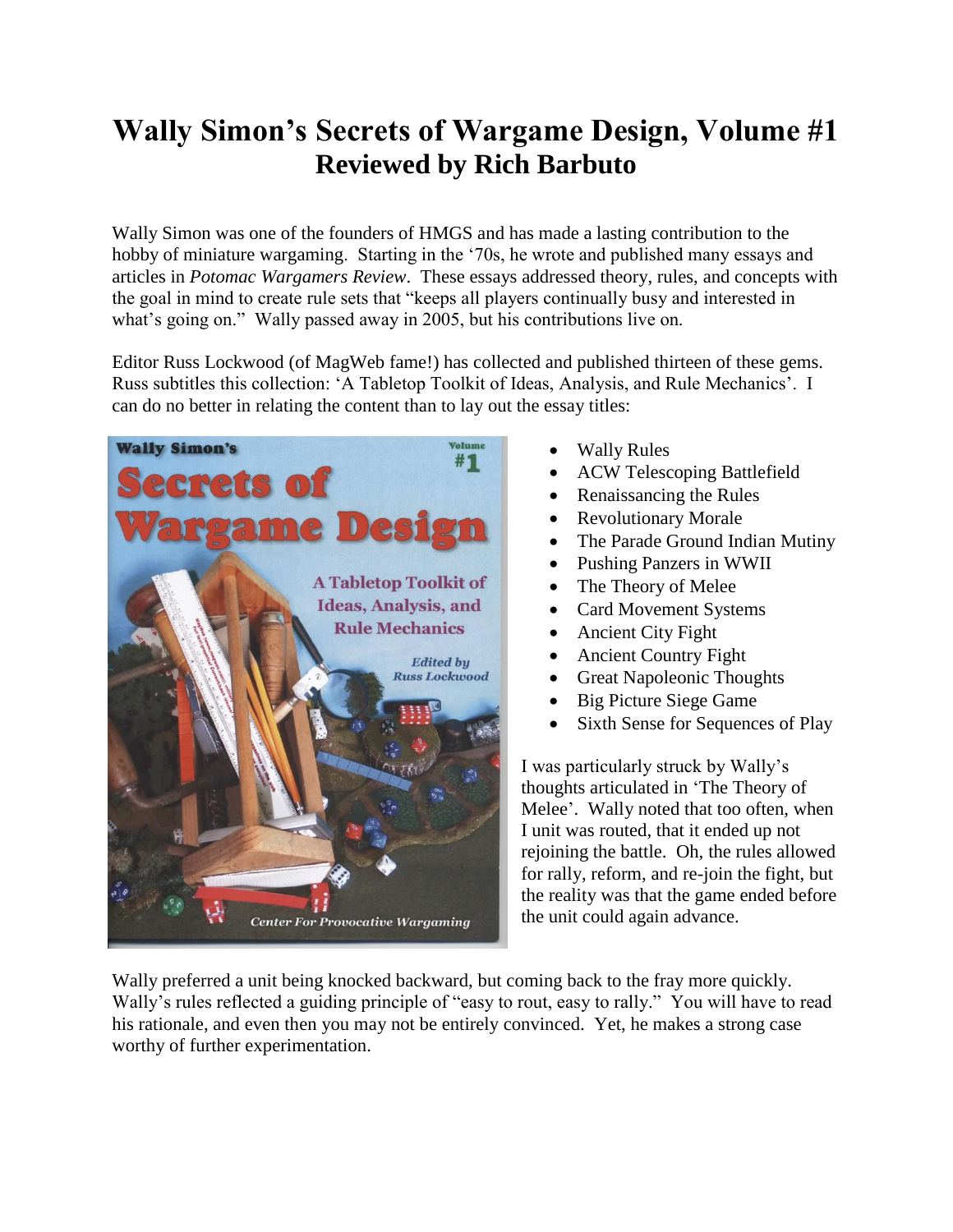# Wally Simon's Secrets of Wargame Design, Volume #1

## Reviewed by Rich Barbuto

Wally Simon was one of the founders of HMGS and has made a lasting contribution to the hobby of miniature wargaming. Starting in the '70s, he wrote and published many essays and articles in *Potomac Wargamers Review*. These essays addressed theory, rules, and concepts with the goal in mind to create rule sets that "keeps all players continually busy and interested in what's going on." Wally passed away in 2005, but his contributions live on.

Editor Russ Lockwood (of MagWeb fame!) has collected and published thirteen of these gems. Russ subtitles this collection: 'A Tabletop Toolkit of Ideas, Analysis, and Rule Mechanics'. I can do no better in relating the content than to lay out the essay titles:

- Wally Rules
- ACW Telescoping Battlefield
- Renaissancing the Rules
- Revolutionary Morale
- The Parade Ground Indian Mutiny
- Pushing Panzers in WWII
- The Theory of Melee
- Card Movement Systems
- Ancient City Fight
- Ancient Country Fight
- Great Napoleonic Thoughts
- Big Picture Siege Game
- Sixth Sense for Sequences of Play

I was particularly struck by Wally's thoughts articulated in 'The Theory of Melee'. Wally noted that too often, when I unit was routed, that it ended up not rejoining the battle. Oh, the rules allowed for rally, reform, and re-join the fight, but the reality was that the game ended before the unit could again advance.

Wally preferred a unit being knocked backward, but coming back to the fray more quickly. Wally's rules reflected a guiding principle of "easy to rout, easy to rally." You will have to read his rationale, and even then you may not be entirely convinced. Yet, he makes a strong case worthy of further experimentation.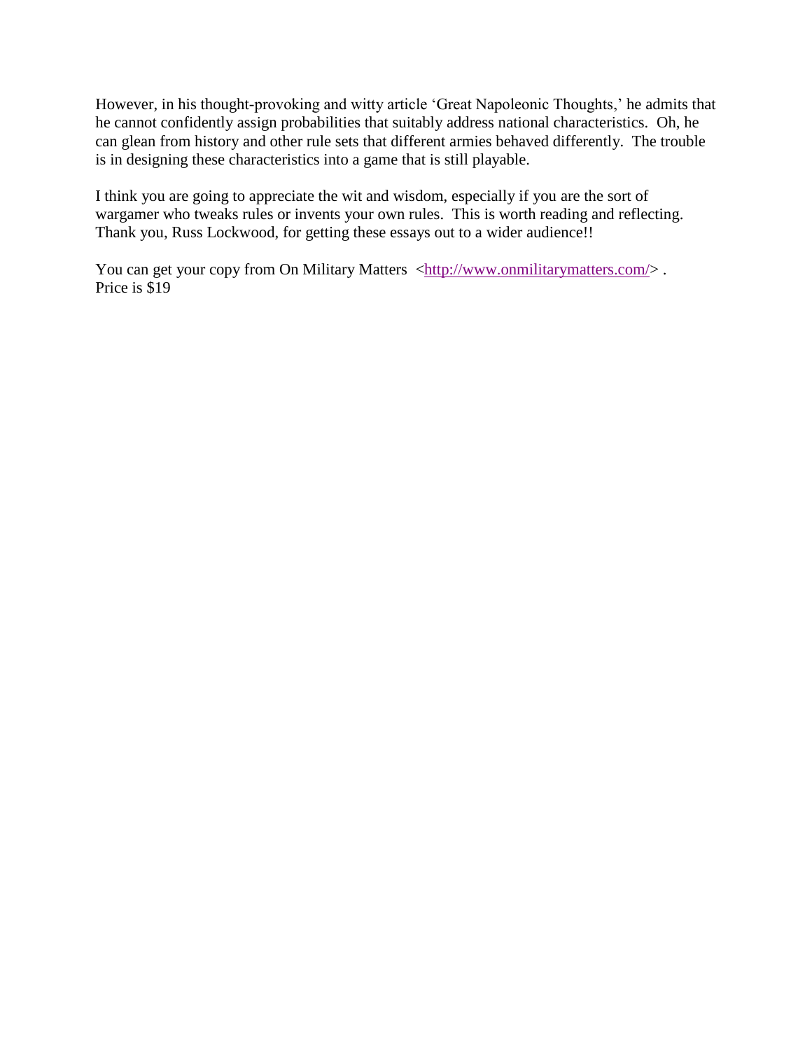However, in his thought-provoking and witty article 'Great Napoleonic Thoughts,' he admits that he cannot confidently assign probabilities that suitably address national characteristics. Oh, he can glean from history and other rule sets that different armies behaved differently. The trouble is in designing these characteristics into a game that is still playable.

I think you are going to appreciate the wit and wisdom, especially if you are the sort of wargamer who tweaks rules or invents your own rules. This is worth reading and reflecting. Thank you, Russ Lockwood, for getting these essays out to a wider audience!!

You can get your copy from On Military Matters <http://www.onmilitarymatters.com/> . Price is $19